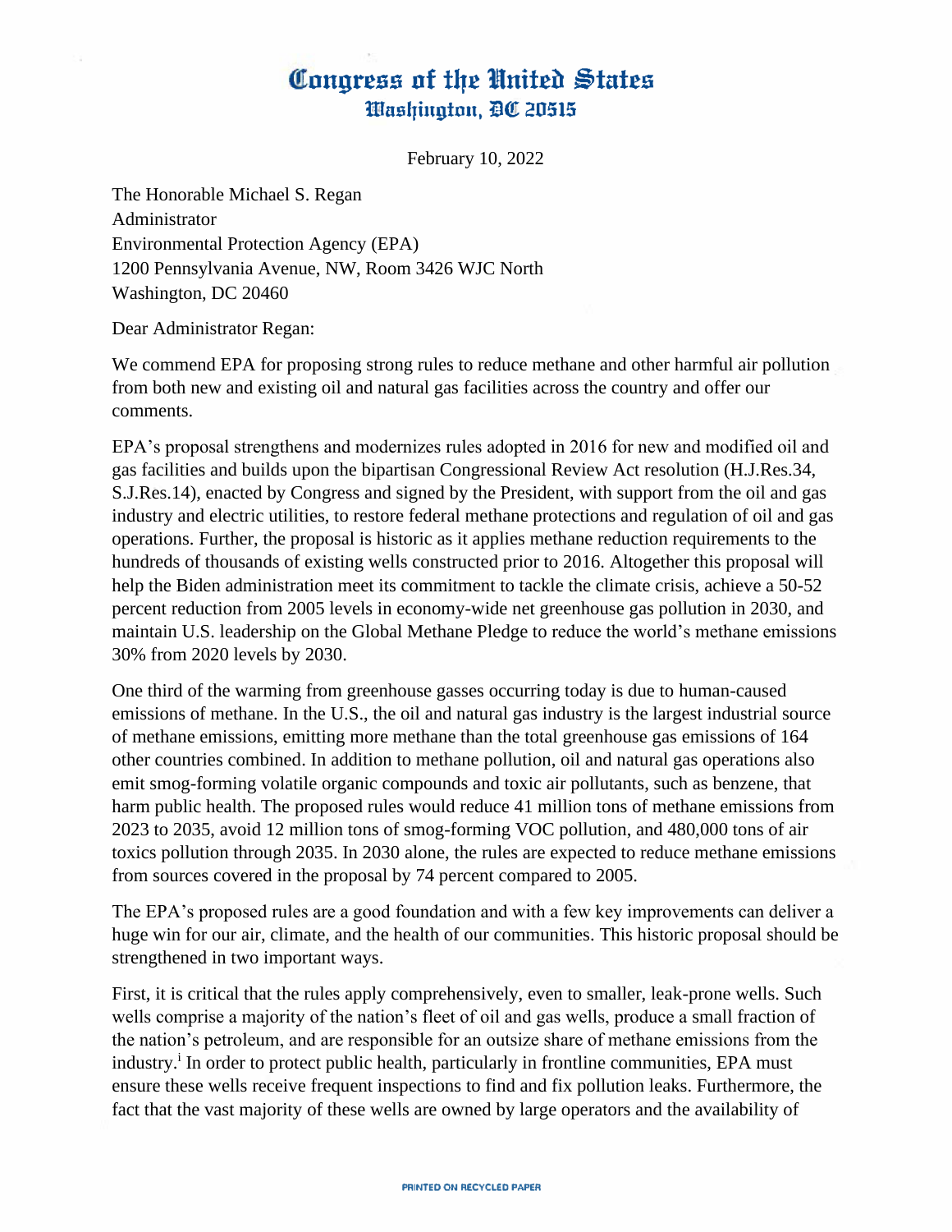# Congress of the United States
## Washington, DC 20515

February 10, 2022

The Honorable Michael S. Regan
Administrator
Environmental Protection Agency (EPA)
1200 Pennsylvania Avenue, NW, Room 3426 WJC North
Washington, DC 20460

Dear Administrator Regan:

We commend EPA for proposing strong rules to reduce methane and other harmful air pollution from both new and existing oil and natural gas facilities across the country and offer our comments.

EPA's proposal strengthens and modernizes rules adopted in 2016 for new and modified oil and gas facilities and builds upon the bipartisan Congressional Review Act resolution (H.J.Res.34, S.J.Res.14), enacted by Congress and signed by the President, with support from the oil and gas industry and electric utilities, to restore federal methane protections and regulation of oil and gas operations. Further, the proposal is historic as it applies methane reduction requirements to the hundreds of thousands of existing wells constructed prior to 2016. Altogether this proposal will help the Biden administration meet its commitment to tackle the climate crisis, achieve a 50-52 percent reduction from 2005 levels in economy-wide net greenhouse gas pollution in 2030, and maintain U.S. leadership on the Global Methane Pledge to reduce the world's methane emissions 30% from 2020 levels by 2030.

One third of the warming from greenhouse gasses occurring today is due to human-caused emissions of methane. In the U.S., the oil and natural gas industry is the largest industrial source of methane emissions, emitting more methane than the total greenhouse gas emissions of 164 other countries combined. In addition to methane pollution, oil and natural gas operations also emit smog-forming volatile organic compounds and toxic air pollutants, such as benzene, that harm public health. The proposed rules would reduce 41 million tons of methane emissions from 2023 to 2035, avoid 12 million tons of smog-forming VOC pollution, and 480,000 tons of air toxics pollution through 2035. In 2030 alone, the rules are expected to reduce methane emissions from sources covered in the proposal by 74 percent compared to 2005.

The EPA's proposed rules are a good foundation and with a few key improvements can deliver a huge win for our air, climate, and the health of our communities. This historic proposal should be strengthened in two important ways.

First, it is critical that the rules apply comprehensively, even to smaller, leak-prone wells. Such wells comprise a majority of the nation's fleet of oil and gas wells, produce a small fraction of the nation's petroleum, and are responsible for an outsize share of methane emissions from the industry.[i] In order to protect public health, particularly in frontline communities, EPA must ensure these wells receive frequent inspections to find and fix pollution leaks. Furthermore, the fact that the vast majority of these wells are owned by large operators and the availability of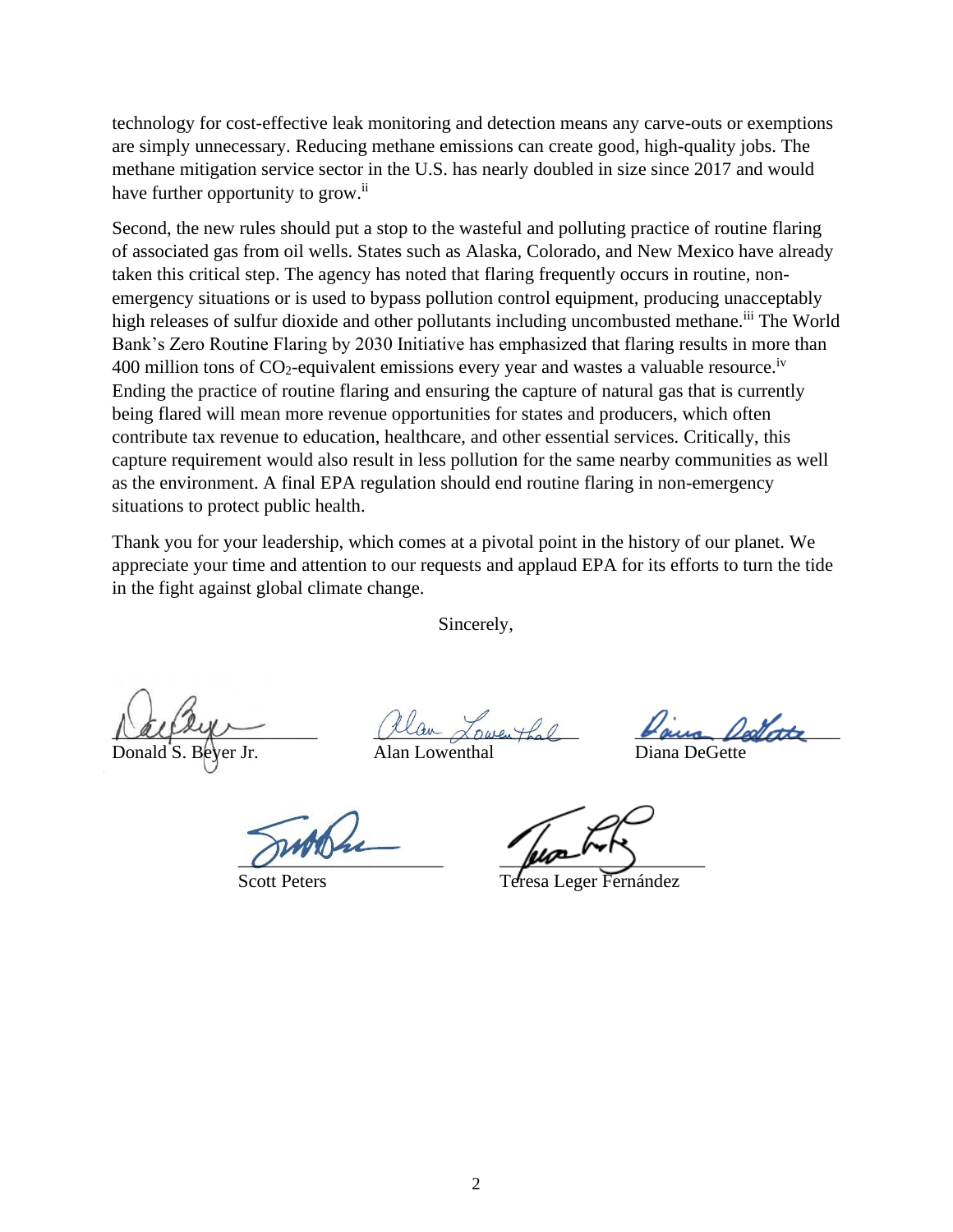technology for cost-effective leak monitoring and detection means any carve-outs or exemptions are simply unnecessary. Reducing methane emissions can create good, high-quality jobs. The methane mitigation service sector in the U.S. has nearly doubled in size since 2017 and would have further opportunity to grow.[ii]

Second, the new rules should put a stop to the wasteful and polluting practice of routine flaring of associated gas from oil wells. States such as Alaska, Colorado, and New Mexico have already taken this critical step. The agency has noted that flaring frequently occurs in routine, non-emergency situations or is used to bypass pollution control equipment, producing unacceptably high releases of sulfur dioxide and other pollutants including uncombusted methane.[iii] The World Bank's Zero Routine Flaring by 2030 Initiative has emphasized that flaring results in more than 400 million tons of $CO_2$-equivalent emissions every year and wastes a valuable resource.[iv] Ending the practice of routine flaring and ensuring the capture of natural gas that is currently being flared will mean more revenue opportunities for states and producers, which often contribute tax revenue to education, healthcare, and other essential services. Critically, this capture requirement would also result in less pollution for the same nearby communities as well as the environment. A final EPA regulation should end routine flaring in non-emergency situations to protect public health.

Thank you for your leadership, which comes at a pivotal point in the history of our planet. We appreciate your time and attention to our requests and applaud EPA for its efforts to turn the tide in the fight against global climate change.

Sincerely,

Donald S. Beyer Jr.

Alan Lowenthal

Diana DeGette

Scott Peters

Teresa Leger Fernández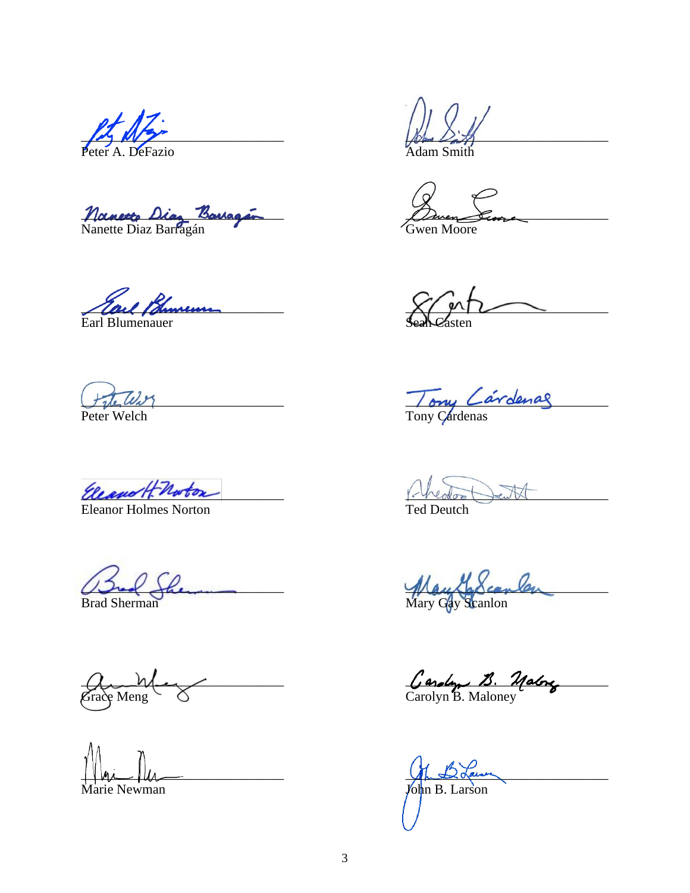Peter A. DeFazio

Adam Smith

Nanette Diaz Barragán

Gwen Moore

Earl Blumenauer

Sean Casten

Peter Welch

Tony Cárdenas

Eleanor Holmes Norton

Ted Deutch

Brad Sherman

Mary Gay Scanlon

Grace Meng

Carolyn B. Maloney

Marie Newman

John B. Larson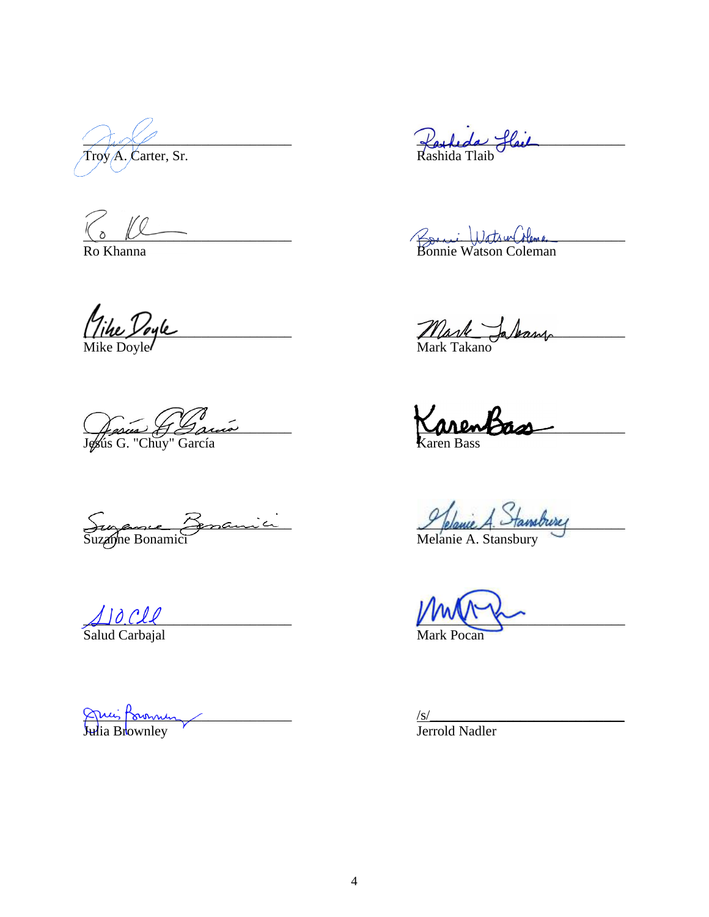\_\_\_\_\_\_\_\_\_\_\_\_\_\_\_\_\_\_\_\_\_\_\_\_\_\_\_\_\_\_
Troy A. Carter, Sr.

\_\_\_\_\_\_\_\_\_\_\_\_\_\_\_\_\_\_\_\_\_\_\_\_\_\_\_\_\_\_
Rashida Tlaib

\_\_\_\_\_\_\_\_\_\_\_\_\_\_\_\_\_\_\_\_\_\_\_\_\_\_\_\_\_\_
Ro Khanna

\_\_\_\_\_\_\_\_\_\_\_\_\_\_\_\_\_\_\_\_\_\_\_\_\_\_\_\_\_\_
Bonnie Watson Coleman

\_\_\_\_\_\_\_\_\_\_\_\_\_\_\_\_\_\_\_\_\_\_\_\_\_\_\_\_\_\_
Mike Doyle

\_\_\_\_\_\_\_\_\_\_\_\_\_\_\_\_\_\_\_\_\_\_\_\_\_\_\_\_\_\_
Mark Takano

\_\_\_\_\_\_\_\_\_\_\_\_\_\_\_\_\_\_\_\_\_\_\_\_\_\_\_\_\_\_
Jesús G. "Chuy" García

\_\_\_\_\_\_\_\_\_\_\_\_\_\_\_\_\_\_\_\_\_\_\_\_\_\_\_\_\_\_
Karen Bass

\_\_\_\_\_\_\_\_\_\_\_\_\_\_\_\_\_\_\_\_\_\_\_\_\_\_\_\_\_\_
Suzanne Bonamici

\_\_\_\_\_\_\_\_\_\_\_\_\_\_\_\_\_\_\_\_\_\_\_\_\_\_\_\_\_\_
Melanie A. Stansbury

\_\_\_\_\_\_\_\_\_\_\_\_\_\_\_\_\_\_\_\_\_\_\_\_\_\_\_\_\_\_
Salud Carbajal

\_\_\_\_\_\_\_\_\_\_\_\_\_\_\_\_\_\_\_\_\_\_\_\_\_\_\_\_\_\_
Mark Pocan

\_\_\_\_\_\_\_\_\_\_\_\_\_\_\_\_\_\_\_\_\_\_\_\_\_\_\_\_\_\_
Julia Brownley

/s/\_\_\_\_\_\_\_\_\_\_\_\_\_\_\_\_\_\_\_\_\_\_\_\_\_\_\_\_
Jerrold Nadler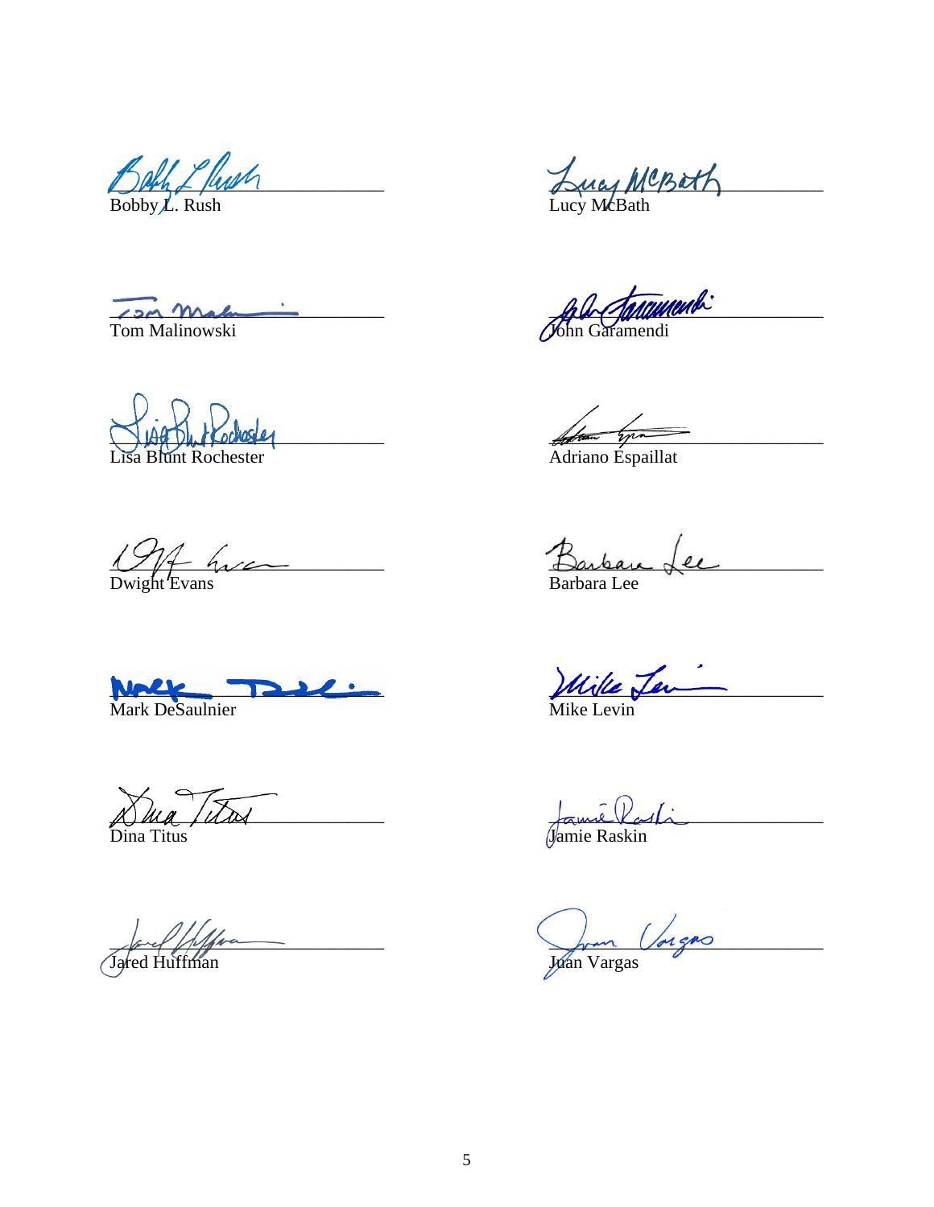Bobby L. Rush

Lucy McBath

Tom Malinowski

John Garamendi

Lisa Blunt Rochester

Adriano Espaillat

Dwight Evans

Barbara Lee

Mark DeSaulnier

Mike Levin

Dina Titus

Jamie Raskin

Jared Huffman

Juan Vargas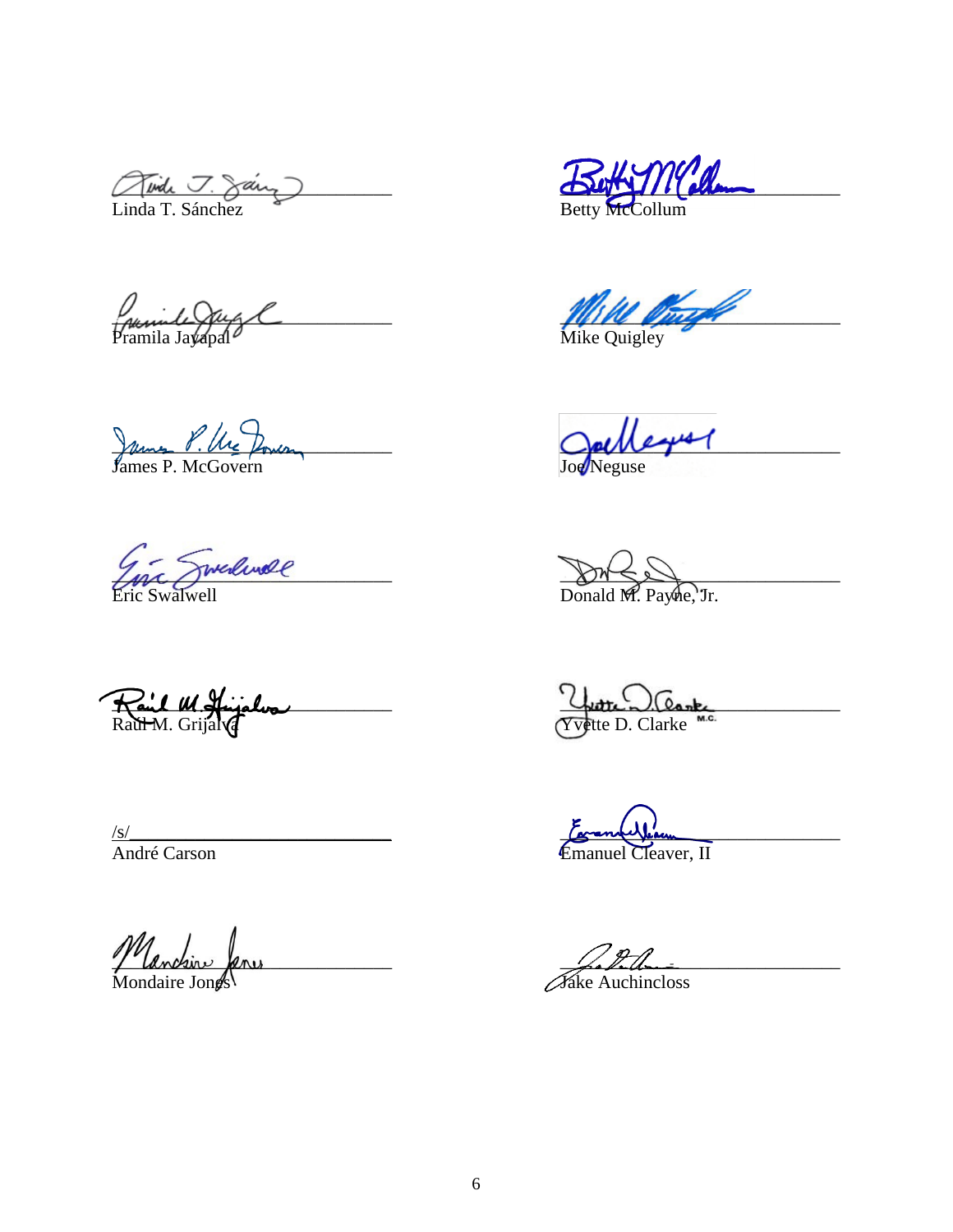Linda T. Sánchez

Betty McCollum

Pramila Jayapal

Mike Quigley

James P. McGovern

Joe Neguse

Eric Swalwell

Donald M. Payne, Jr.

Raúl M. Grijalva

Yvette D. Clarke M.C.

/s/
André Carson

Emanuel Cleaver, II

Mondaire Jones

Jake Auchincloss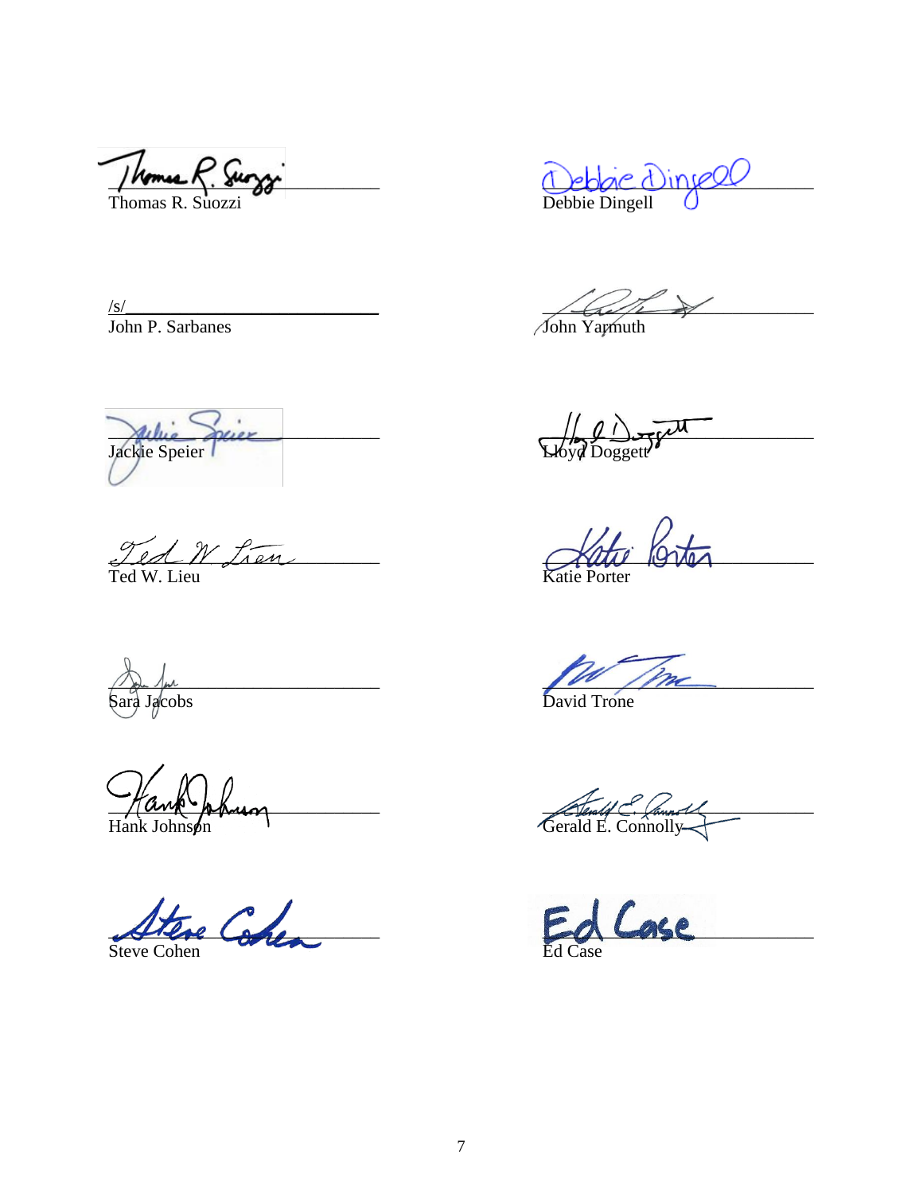Thomas R. Suozzi

Debbie Dingell

/s/
John P. Sarbanes

John Yarmuth

Jackie Speier

Lloyd Doggett

Ted W. Lieu

Katie Porter

Sara Jacobs

David Trone

Hank Johnson

Gerald E. Connolly

Steve Cohen

Ed Case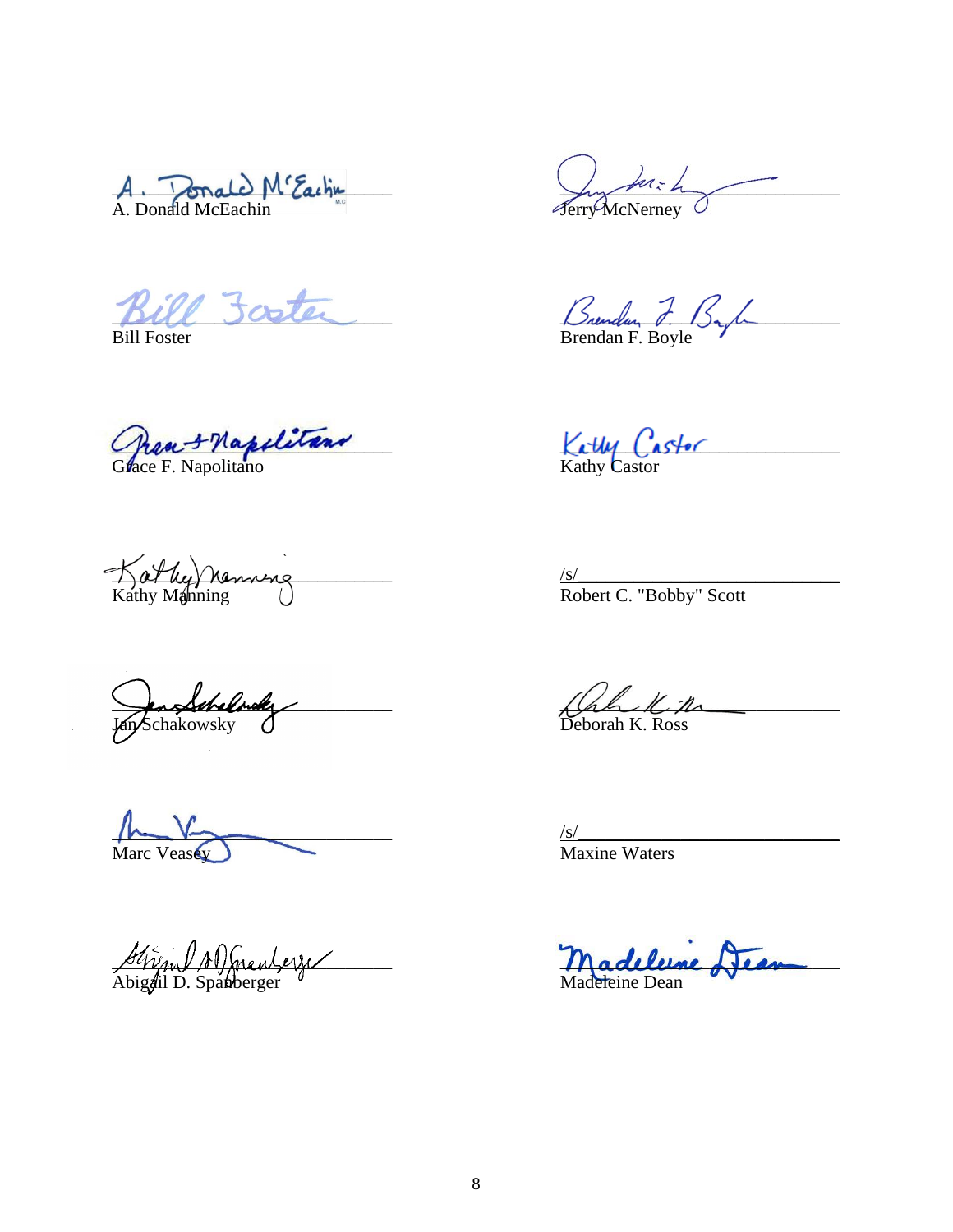A. Donald McEachin

Jerry McNerney

Bill Foster

Brendan F. Boyle

Grace F. Napolitano

Kathy Castor

Kathy Manning

/s/
Robert C. "Bobby" Scott

Jan Schakowsky

Deborah K. Ross

Marc Veasey

/s/
Maxine Waters

Abigail D. Spanberger

Madeleine Dean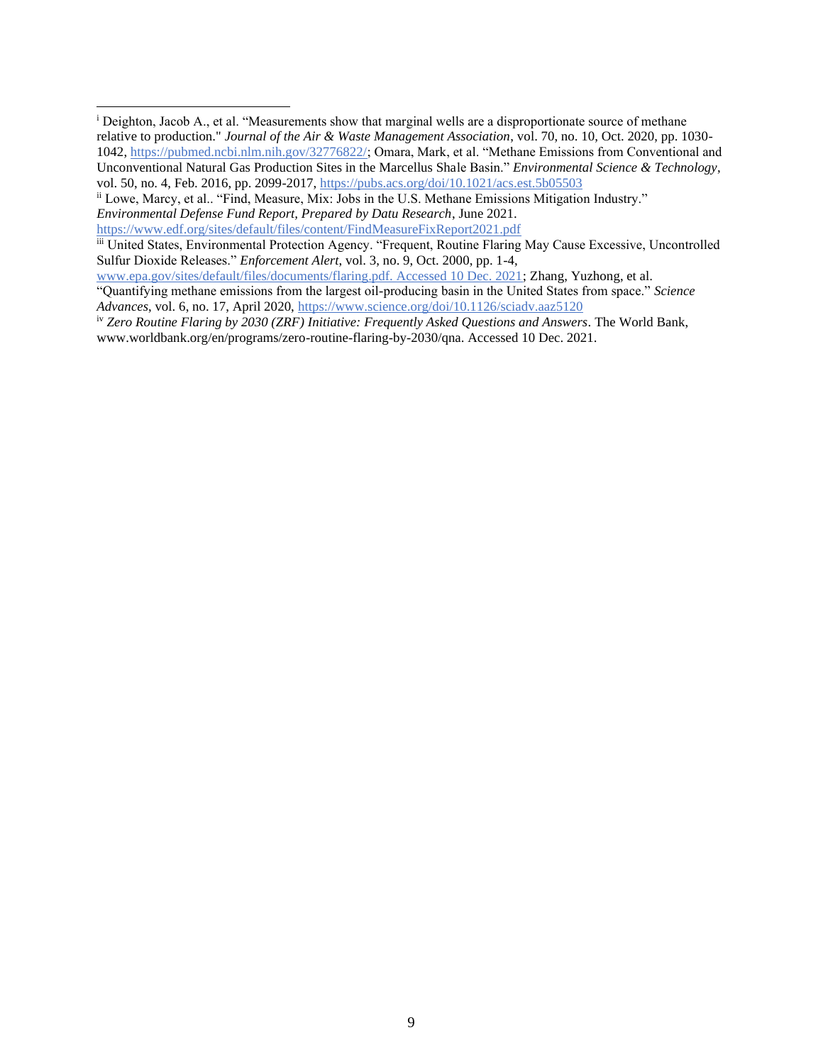---

[i] Deighton, Jacob A., et al. "Measurements show that marginal wells are a disproportionate source of methane relative to production." *Journal of the Air & Waste Management Association*, vol. 70, no. 10, Oct. 2020, pp. 1030-1042, https://pubmed.ncbi.nlm.nih.gov/32776822/; Omara, Mark, et al. "Methane Emissions from Conventional and Unconventional Natural Gas Production Sites in the Marcellus Shale Basin." *Environmental Science & Technology*, vol. 50, no. 4, Feb. 2016, pp. 2099-2017, https://pubs.acs.org/doi/10.1021/acs.est.5b05503

[ii] Lowe, Marcy, et al.. "Find, Measure, Mix: Jobs in the U.S. Methane Emissions Mitigation Industry." *Environmental Defense Fund Report, Prepared by Datu Research*, June 2021. https://www.edf.org/sites/default/files/content/FindMeasureFixReport2021.pdf

[iii] United States, Environmental Protection Agency. "Frequent, Routine Flaring May Cause Excessive, Uncontrolled Sulfur Dioxide Releases." *Enforcement Alert*, vol. 3, no. 9, Oct. 2000, pp. 1-4, www.epa.gov/sites/default/files/documents/flaring.pdf. Accessed 10 Dec. 2021; Zhang, Yuzhong, et al. "Quantifying methane emissions from the largest oil-producing basin in the United States from space." *Science Advances*, vol. 6, no. 17, April 2020, https://www.science.org/doi/10.1126/sciadv.aaz5120

[iv] *Zero Routine Flaring by 2030 (ZRF) Initiative: Frequently Asked Questions and Answers*. The World Bank, www.worldbank.org/en/programs/zero-routine-flaring-by-2030/qna. Accessed 10 Dec. 2021.